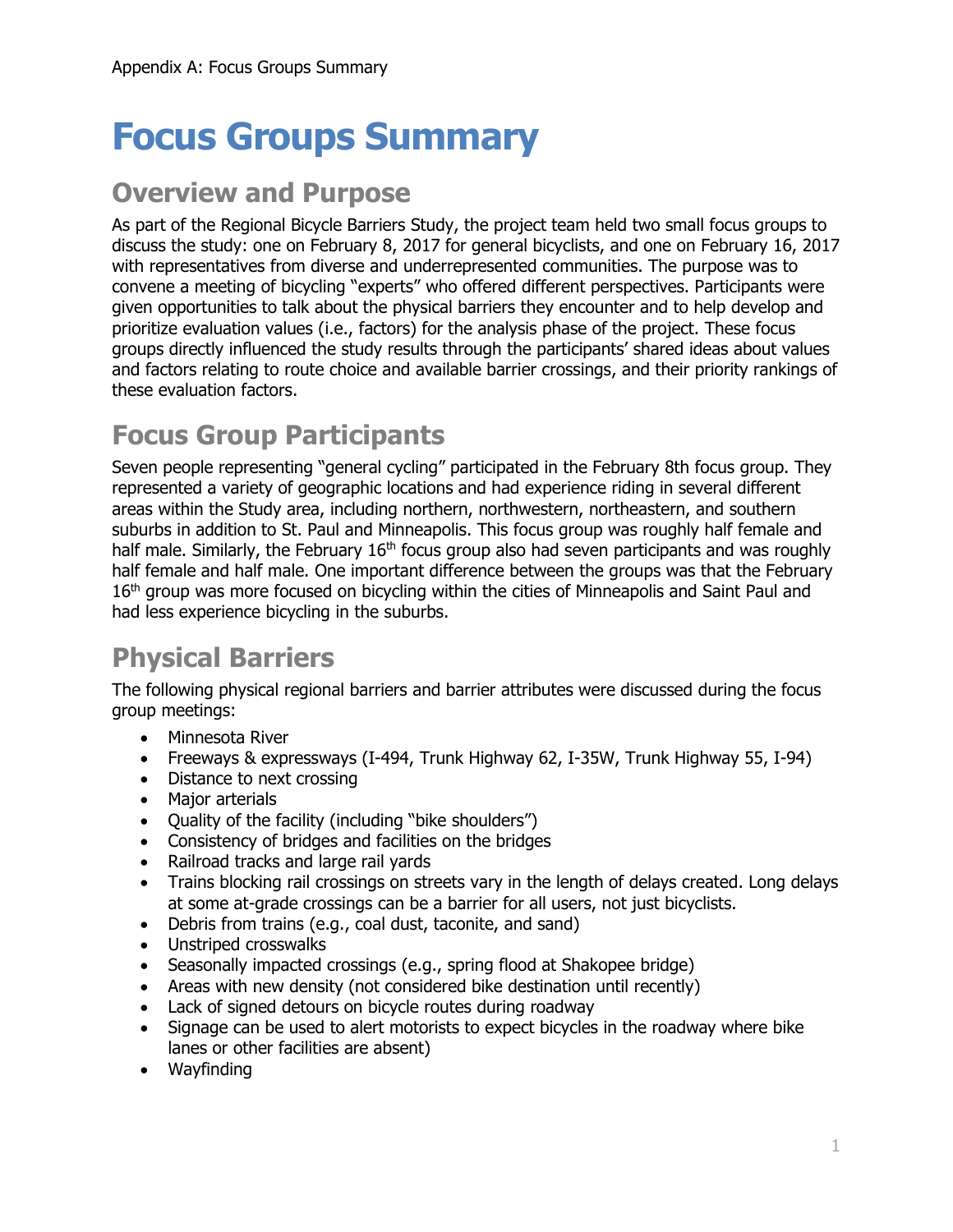# Focus Groups Summary

## Overview and Purpose

As part of the Regional Bicycle Barriers Study, the project team held two small focus groups to discuss the study: one on February 8, 2017 for general bicyclists, and one on February 16, 2017 with representatives from diverse and underrepresented communities. The purpose was to convene a meeting of bicycling "experts" who offered different perspectives. Participants were given opportunities to talk about the physical barriers they encounter and to help develop and prioritize evaluation values (i.e., factors) for the analysis phase of the project. These focus groups directly influenced the study results through the participants' shared ideas about values and factors relating to route choice and available barrier crossings, and their priority rankings of these evaluation factors.

## Focus Group Participants

Seven people representing "general cycling" participated in the February 8th focus group. They represented a variety of geographic locations and had experience riding in several different areas within the Study area, including northern, northwestern, northeastern, and southern suburbs in addition to St. Paul and Minneapolis. This focus group was roughly half female and half male. Similarly, the February 16th focus group also had seven participants and was roughly half female and half male. One important difference between the groups was that the February 16th group was more focused on bicycling within the cities of Minneapolis and Saint Paul and had less experience bicycling in the suburbs.

## Physical Barriers

The following physical regional barriers and barrier attributes were discussed during the focus group meetings:

- Minnesota River
- Freeways & expressways (I-494, Trunk Highway 62, I-35W, Trunk Highway 55, I-94)
- Distance to next crossing
- Major arterials
- Quality of the facility (including "bike shoulders")
- Consistency of bridges and facilities on the bridges
- Railroad tracks and large rail yards
- Trains blocking rail crossings on streets vary in the length of delays created. Long delays at some at-grade crossings can be a barrier for all users, not just bicyclists.
- Debris from trains (e.g., coal dust, taconite, and sand)
- Unstriped crosswalks
- Seasonally impacted crossings (e.g., spring flood at Shakopee bridge)
- Areas with new density (not considered bike destination until recently)
- Lack of signed detours on bicycle routes during roadway
- Signage can be used to alert motorists to expect bicycles in the roadway where bike lanes or other facilities are absent)
- Wayfinding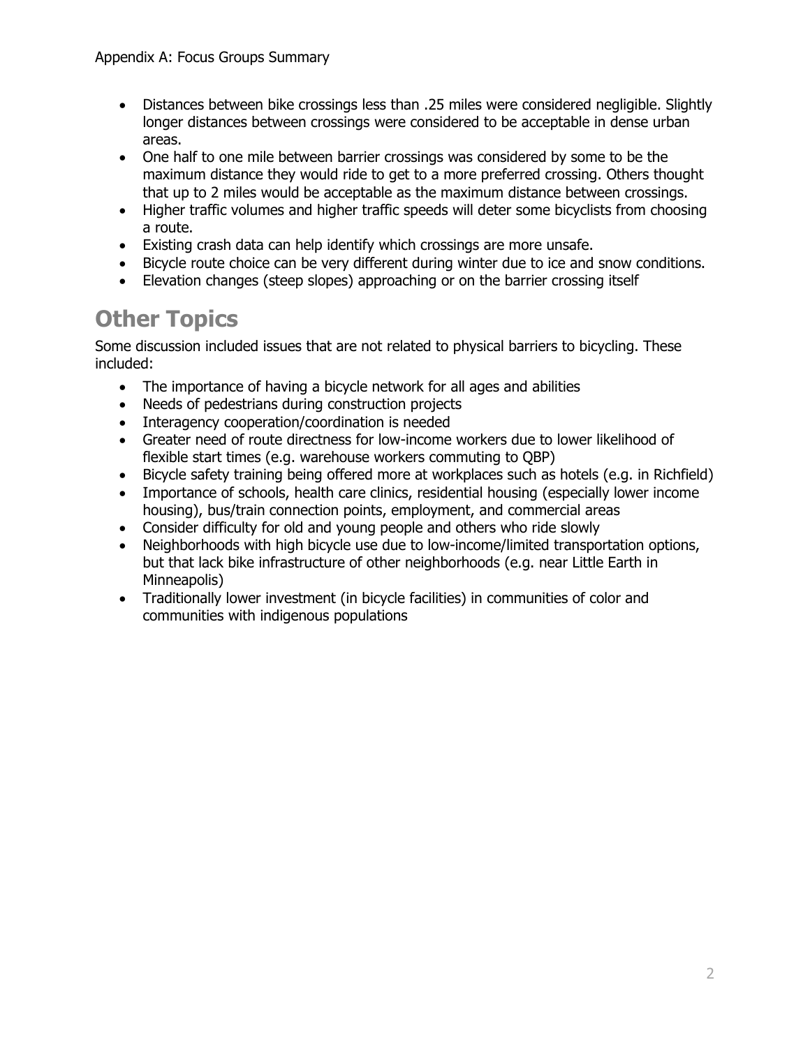- Distances between bike crossings less than .25 miles were considered negligible. Slightly longer distances between crossings were considered to be acceptable in dense urban areas.
- One half to one mile between barrier crossings was considered by some to be the maximum distance they would ride to get to a more preferred crossing. Others thought that up to 2 miles would be acceptable as the maximum distance between crossings.
- Higher traffic volumes and higher traffic speeds will deter some bicyclists from choosing a route.
- Existing crash data can help identify which crossings are more unsafe.
- Bicycle route choice can be very different during winter due to ice and snow conditions.
- Elevation changes (steep slopes) approaching or on the barrier crossing itself

## Other Topics

Some discussion included issues that are not related to physical barriers to bicycling. These included:

- The importance of having a bicycle network for all ages and abilities
- Needs of pedestrians during construction projects
- Interagency cooperation/coordination is needed
- Greater need of route directness for low-income workers due to lower likelihood of flexible start times (e.g. warehouse workers commuting to QBP)
- Bicycle safety training being offered more at workplaces such as hotels (e.g. in Richfield)
- Importance of schools, health care clinics, residential housing (especially lower income housing), bus/train connection points, employment, and commercial areas
- Consider difficulty for old and young people and others who ride slowly
- Neighborhoods with high bicycle use due to low-income/limited transportation options, but that lack bike infrastructure of other neighborhoods (e.g. near Little Earth in Minneapolis)
- Traditionally lower investment (in bicycle facilities) in communities of color and communities with indigenous populations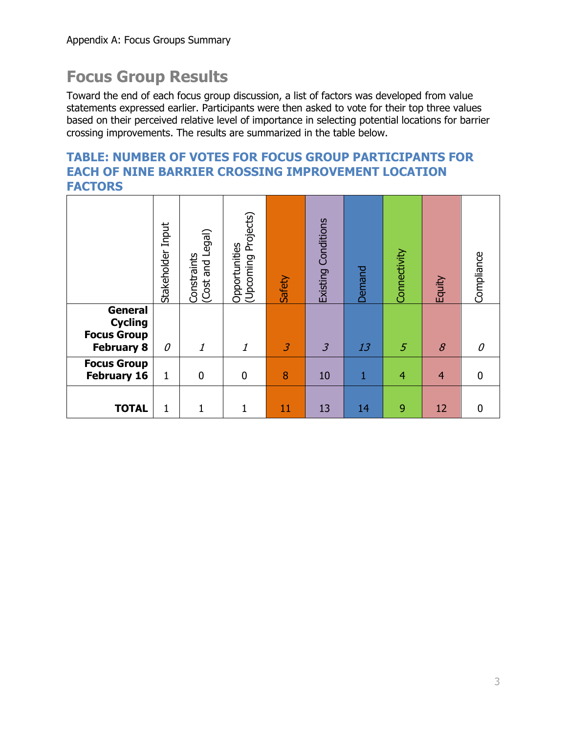# Focus Group Results

Toward the end of each focus group discussion, a list of factors was developed from value statements expressed earlier. Participants were then asked to vote for their top three values based on their perceived relative level of importance in selecting potential locations for barrier crossing improvements. The results are summarized in the table below.

### TABLE: NUMBER OF VOTES FOR FOCUS GROUP PARTICIPANTS FOR EACH OF NINE BARRIER CROSSING IMPROVEMENT LOCATION FACTORS

| | Stakeholder Input | Constraints (Cost and Legal) | Opportunities (Upcoming Projects) | Safety | Existing Conditions | Demand | Connectivity | Equity | Compliance |
|---|---|---|---|---|---|---|---|---|---|
| **General Cycling Focus Group February 8** | *0* | *1* | *1* | *3* | *3* | *13* | *5* | *8* | *0* |
| **Focus Group February 16** | 1 | 0 | 0 | 8 | 10 | 1 | 4 | 4 | 0 |
| **TOTAL** | 1 | 1 | 1 | 11 | 13 | 14 | 9 | 12 | 0 |